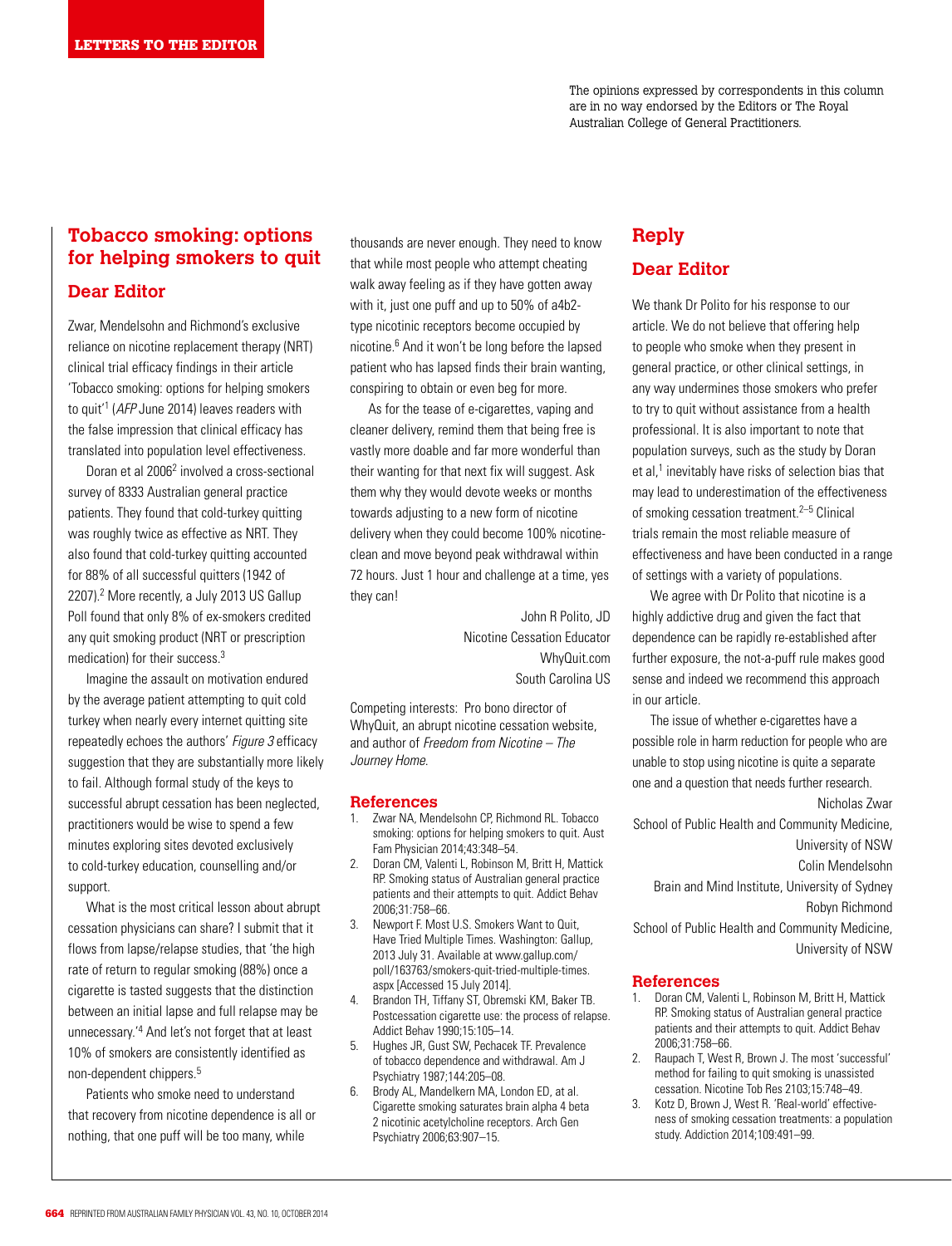LETTERS TO THE EDITOR

The opinions expressed by correspondents in this column are in no way endorsed by the Editors or The Royal Australian College of General Practitioners.

## Tobacco smoking: options for helping smokers to quit

### Dear Editor

Zwar, Mendelsohn and Richmond's exclusive reliance on nicotine replacement therapy (NRT) clinical trial efficacy findings in their article 'Tobacco smoking: options for helping smokers to quit'[1] (*AFP* June 2014) leaves readers with the false impression that clinical efficacy has translated into population level effectiveness.

Doran et al 2006[2] involved a cross-sectional survey of 8333 Australian general practice patients. They found that cold-turkey quitting was roughly twice as effective as NRT. They also found that cold-turkey quitting accounted for 88% of all successful quitters (1942 of 2207).[2] More recently, a July 2013 US Gallup Poll found that only 8% of ex-smokers credited any quit smoking product (NRT or prescription medication) for their success.[3]

Imagine the assault on motivation endured by the average patient attempting to quit cold turkey when nearly every internet quitting site repeatedly echoes the authors' *Figure 3* efficacy suggestion that they are substantially more likely to fail. Although formal study of the keys to successful abrupt cessation has been neglected, practitioners would be wise to spend a few minutes exploring sites devoted exclusively to cold-turkey education, counselling and/or support.

What is the most critical lesson about abrupt cessation physicians can share? I submit that it flows from lapse/relapse studies, that 'the high rate of return to regular smoking (88%) once a cigarette is tasted suggests that the distinction between an initial lapse and full relapse may be unnecessary.'[4] And let's not forget that at least 10% of smokers are consistently identified as non-dependent chippers.[5]

Patients who smoke need to understand that recovery from nicotine dependence is all or nothing, that one puff will be too many, while thousands are never enough. They need to know that while most people who attempt cheating walk away feeling as if they have gotten away with it, just one puff and up to 50% of a4b2-type nicotinic receptors become occupied by nicotine.[6] And it won't be long before the lapsed patient who has lapsed finds their brain wanting, conspiring to obtain or even beg for more.

As for the tease of e-cigarettes, vaping and cleaner delivery, remind them that being free is vastly more doable and far more wonderful than their wanting for that next fix will suggest. Ask them why they would devote weeks or months towards adjusting to a new form of nicotine delivery when they could become 100% nicotine-clean and move beyond peak withdrawal within 72 hours. Just 1 hour and challenge at a time, yes they can!

John R Polito, JD
Nicotine Cessation Educator
WhyQuit.com
South Carolina US

Competing interests: Pro bono director of WhyQuit, an abrupt nicotine cessation website, and author of *Freedom from Nicotine – The Journey Home.*

### References

1. Zwar NA, Mendelsohn CP, Richmond RL. Tobacco smoking: options for helping smokers to quit. Aust Fam Physician 2014;43:348–54.
2. Doran CM, Valenti L, Robinson M, Britt H, Mattick RP. Smoking status of Australian general practice patients and their attempts to quit. Addict Behav 2006;31:758–66.
3. Newport F. Most U.S. Smokers Want to Quit, Have Tried Multiple Times. Washington: Gallup, 2013 July 31. Available at www.gallup.com/poll/163763/smokers-quit-tried-multiple-times.aspx [Accessed 15 July 2014].
4. Brandon TH, Tiffany ST, Obremski KM, Baker TB. Postcessation cigarette use: the process of relapse. Addict Behav 1990;15:105–14.
5. Hughes JR, Gust SW, Pechacek TF. Prevalence of tobacco dependence and withdrawal. Am J Psychiatry 1987;144:205–08.
6. Brody AL, Mandelkern MA, London ED, at al. Cigarette smoking saturates brain alpha 4 beta 2 nicotinic acetylcholine receptors. Arch Gen Psychiatry 2006;63:907–15.

## Reply

### Dear Editor

We thank Dr Polito for his response to our article. We do not believe that offering help to people who smoke when they present in general practice, or other clinical settings, in any way undermines those smokers who prefer to try to quit without assistance from a health professional. It is also important to note that population surveys, such as the study by Doran et al,[1] inevitably have risks of selection bias that may lead to underestimation of the effectiveness of smoking cessation treatment.[2–5] Clinical trials remain the most reliable measure of effectiveness and have been conducted in a range of settings with a variety of populations.

We agree with Dr Polito that nicotine is a highly addictive drug and given the fact that dependence can be rapidly re-established after further exposure, the not-a-puff rule makes good sense and indeed we recommend this approach in our article.

The issue of whether e-cigarettes have a possible role in harm reduction for people who are unable to stop using nicotine is quite a separate one and a question that needs further research.

Nicholas Zwar
School of Public Health and Community Medicine, University of NSW
Colin Mendelsohn
Brain and Mind Institute, University of Sydney
Robyn Richmond
School of Public Health and Community Medicine, University of NSW

### References

1. Doran CM, Valenti L, Robinson M, Britt H, Mattick RP. Smoking status of Australian general practice patients and their attempts to quit. Addict Behav 2006;31:758–66.
2. Raupach T, West R, Brown J. The most 'successful' method for failing to quit smoking is unassisted cessation. Nicotine Tob Res 2103;15:748–49.
3. Kotz D, Brown J, West R. 'Real-world' effectiveness of smoking cessation treatments: a population study. Addiction 2014;109:491–99.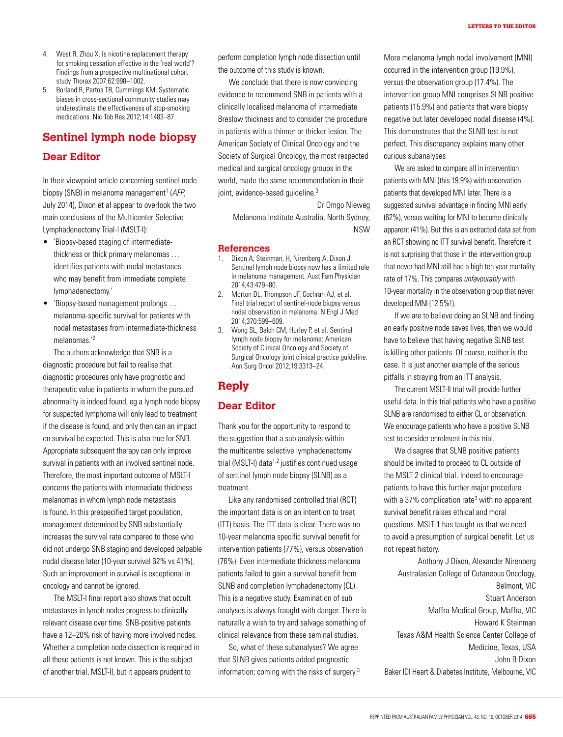4. West R, Zhou X. Is nicotine replacement therapy for smoking cessation effective in the 'real world'? Findings from a prospective multinational cohort study Thorax 2007;62:998–1002.
5. Borland R, Partos TR, Cummings KM. Systematic biases in cross-sectional community studies may underestimate the effectiveness of stop-smoking medications. Nic Tob Res 2012;14:1483–87.

## Sentinel lymph node biopsy

### Dear Editor

In their viewpoint article concerning sentinel node biopsy (SNB) in melanoma management[1] (*AFP*, July 2014), Dixon et al appear to overlook the two main conclusions of the Multicenter Selective Lymphadenectomy Trial-I (MSLT-I):

- 'Biopsy-based staging of intermediate-thickness or thick primary melanomas … identifies patients with nodal metastases who may benefit from immediate complete lymphadenectomy.'
- 'Biopsy-based management prolongs … melanoma-specific survival for patients with nodal metastases from intermediate-thickness melanomas.'[2]

The authors acknowledge that SNB is a diagnostic procedure but fail to realise that diagnostic procedures only have prognostic and therapeutic value in patients in whom the pursued abnormality is indeed found, eg a lymph node biopsy for suspected lymphoma will only lead to treatment if the disease is found, and only then can an impact on survival be expected. This is also true for SNB. Appropriate subsequent therapy can only improve survival in patients with an involved sentinel node. Therefore, the most important outcome of MSLT-I concerns the patients with intermediate thickness melanomas in whom lymph node metastasis is found. In this prespecified target population, management determined by SNB substantially increases the survival rate compared to those who did not undergo SNB staging and developed palpable nodal disease later (10-year survival 62% vs 41%). Such an improvement in survival is exceptional in oncology and cannot be ignored.

The MSLT-I final report also shows that occult metastases in lymph nodes progress to clinically relevant disease over time. SNB-positive patients have a 12–20% risk of having more involved nodes. Whether a completion node dissection is required in all these patients is not known. This is the subject of another trial, MSLT-II, but it appears prudent to perform completion lymph node dissection until the outcome of this study is known.

We conclude that there is now convincing evidence to recommend SNB in patients with a clinically localised melanoma of intermediate Breslow thickness and to consider the procedure in patients with a thinner or thicker lesion. The American Society of Clinical Oncology and the Society of Surgical Oncology, the most respected medical and surgical oncology groups in the world, made the same recommendation in their joint, evidence-based guideline.[3]

Dr Omgo Nieweg
Melanoma Institute Australia, North Sydney, NSW

### References

1. Dixon A, Steinman, H, Nirenberg A, Dixon J. Sentinel lymph node biopsy now has a limited role in melanoma management. Aust Fam Physician 2014;43:479–80.
2. Morton DL, Thompson JF, Cochran AJ, et al. Final trial report of sentinel-node biopsy versus nodal observation in melanoma. N Engl J Med 2014;370:599–609.
3. Wong SL, Balch CM, Hurley P, et al. Sentinel lymph node biopsy for melanoma: American Society of Clinical Oncology and Society of Surgical Oncology joint clinical practice guideline. Ann Surg Oncol 2012;19:3313–24.

## Reply

### Dear Editor

Thank you for the opportunity to respond to the suggestion that a sub analysis within the multicentre selective lymphadenectomy trial (MSLT-I) data[1,2] justifies continued usage of sentinel lymph node biopsy (SLNB) as a treatment.

Like any randomised controlled trial (RCT) the important data is on an intention to treat (ITT) basis. The ITT data is clear. There was no 10-year melanoma specific survival benefit for intervention patients (77%), versus observation (76%). Even intermediate thickness melanoma patients failed to gain a survival benefit from SLNB and completion lymphadenectomy (CL). This is a negative study. Examination of sub analyses is always fraught with danger. There is naturally a wish to try and salvage something of clinical relevance from these seminal studies.

So, what of these subanalyses? We agree that SLNB gives patients added prognostic information; coming with the risks of surgery.[3] More melanoma lymph nodal involvement (MNI) occurred in the intervention group (19.9%), versus the observation group (17.4%). The intervention group MNI comprises SLNB positive patients (15.9%) and patients that were biopsy negative but later developed nodal disease (4%). This demonstrates that the SLNB test is not perfect. This discrepancy explains many other curious subanalyses

We are asked to compare all in intervention patients with MNI (this 19.9%) with observation patients that developed MNI later. There is a suggested survival advantage in finding MNI early (62%), versus waiting for MNI to become clinically apparent (41%). But this is an extracted data set from an RCT showing no ITT survival benefit. Therefore it is not surprising that those in the intervention group that never had MNI still had a high ten year mortality rate of 17%. This compares *unfavourably* with 10-year mortality in the observation group that never developed MNI (12.5%!).

If we are to believe doing an SLNB and finding an early positive node saves lives, then we would have to believe that having negative SLNB test is killing other patients. Of course, neither is the case. It is just another example of the serious pitfalls in straying from an ITT analysis.

The current MSLT-II trial will provide further useful data. In this trial patients who have a positive SLNB are randomised to either CL or observation. We encourage patients who have a positive SLNB test to consider enrolment in this trial.

We disagree that SLNB positive patients should be invited to proceed to CL outside of the MSLT 2 clinical trial. Indeed to encourage patients to have this further major procedure with a 37% complication rate[3] with no apparent survival benefit raises ethical and moral questions. MSLT-1 has taught us that we need to avoid a presumption of surgical benefit. Let us not repeat history.

Anthony J Dixon, Alexander Nirenberg
Australasian College of Cutaneous Oncology, Belmont, VIC
Stuart Anderson
Maffra Medical Group, Maffra, VIC
Howard K Steinman
Texas A&M Health Science Center College of Medicine, Texas, USA
John B Dixon
Baker IDI Heart & Diabetes Institute, Melbourne, VIC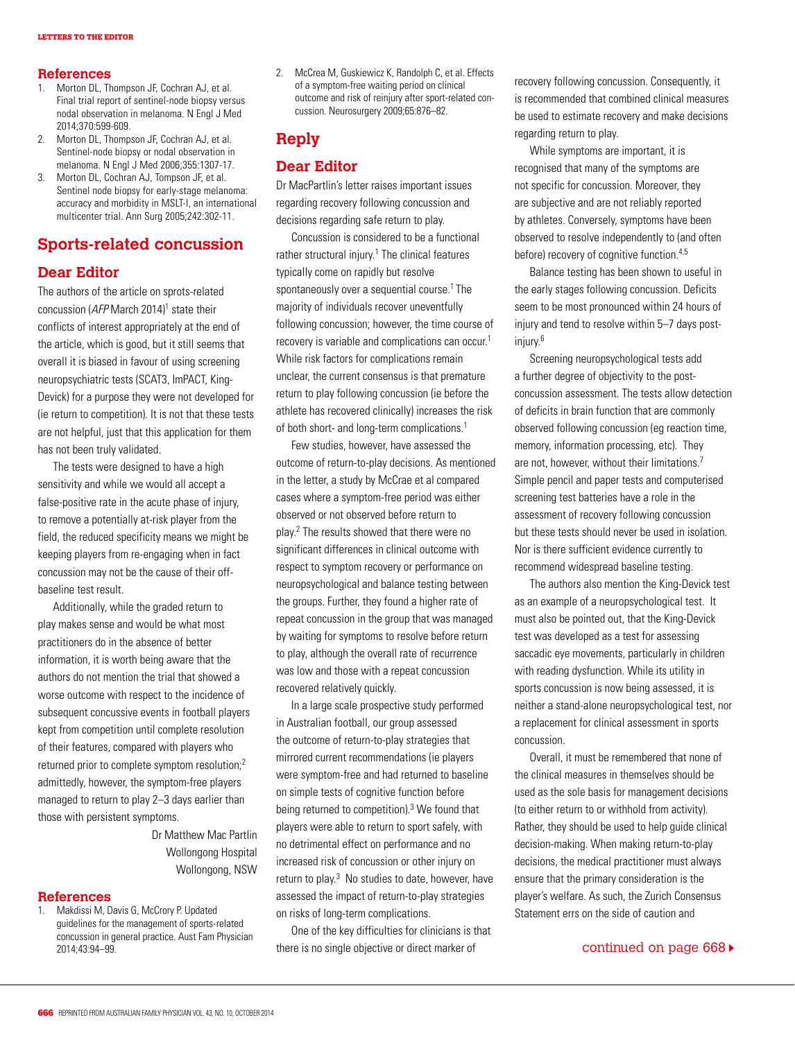## References

1. Morton DL, Thompson JF, Cochran AJ, et al. Final trial report of sentinel-node biopsy versus nodal observation in melanoma. N Engl J Med 2014;370:599-609.
2. Morton DL, Thompson JF, Cochran AJ, et al. Sentinel-node biopsy or nodal observation in melanoma. N Engl J Med 2006;355:1307-17.
3. Morton DL, Cochran AJ, Tompson JF, et al. Sentinel node biopsy for early-stage melanoma: accuracy and morbidity in MSLT-I, an international multicenter trial. Ann Surg 2005;242:302-11.

# Sports-related concussion

## Dear Editor

The authors of the article on sprots-related concussion (*AFP* March 2014)[1] state their conflicts of interest appropriately at the end of the article, which is good, but it still seems that overall it is biased in favour of using screening neuropsychiatric tests (SCAT3, ImPACT, King-Devick) for a purpose they were not developed for (ie return to competition). It is not that these tests are not helpful, just that this application for them has not been truly validated.

The tests were designed to have a high sensitivity and while we would all accept a false-positive rate in the acute phase of injury, to remove a potentially at-risk player from the field, the reduced specificity means we might be keeping players from re-engaging when in fact concussion may not be the cause of their off-baseline test result.

Additionally, while the graded return to play makes sense and would be what most practitioners do in the absence of better information, it is worth being aware that the authors do not mention the trial that showed a worse outcome with respect to the incidence of subsequent concussive events in football players kept from competition until complete resolution of their features, compared with players who returned prior to complete symptom resolution;[2] admittedly, however, the symptom-free players managed to return to play 2–3 days earlier than those with persistent symptoms.

Dr Matthew Mac Partlin
Wollongong Hospital
Wollongong, NSW

## References

1. Makdissi M, Davis G, McCrory P. Updated guidelines for the management of sports-related concussion in general practice. Aust Fam Physician 2014;43:94–99.
2. McCrea M, Guskiewicz K, Randolph C, et al. Effects of a symptom-free waiting period on clinical outcome and risk of reinjury after sport-related concussion. Neurosurgery 2009;65:876–82.

# Reply

## Dear Editor

Dr MacPartlin's letter raises important issues regarding recovery following concussion and decisions regarding safe return to play.

Concussion is considered to be a functional rather structural injury.[1] The clinical features typically come on rapidly but resolve spontaneously over a sequential course.[1] The majority of individuals recover uneventfully following concussion; however, the time course of recovery is variable and complications can occur.[1] While risk factors for complications remain unclear, the current consensus is that premature return to play following concussion (ie before the athlete has recovered clinically) increases the risk of both short- and long-term complications.[1]

Few studies, however, have assessed the outcome of return-to-play decisions. As mentioned in the letter, a study by McCrae et al compared cases where a symptom-free period was either observed or not observed before return to play.[2] The results showed that there were no significant differences in clinical outcome with respect to symptom recovery or performance on neuropsychological and balance testing between the groups. Further, they found a higher rate of repeat concussion in the group that was managed by waiting for symptoms to resolve before return to play, although the overall rate of recurrence was low and those with a repeat concussion recovered relatively quickly.

In a large scale prospective study performed in Australian football, our group assessed the outcome of return-to-play strategies that mirrored current recommendations (ie players were symptom-free and had returned to baseline on simple tests of cognitive function before being returned to competition).[3] We found that players were able to return to sport safely, with no detrimental effect on performance and no increased risk of concussion or other injury on return to play.[3] No studies to date, however, have assessed the impact of return-to-play strategies on risks of long-term complications.

One of the key difficulties for clinicians is that there is no single objective or direct marker of recovery following concussion. Consequently, it is recommended that combined clinical measures be used to estimate recovery and make decisions regarding return to play.

While symptoms are important, it is recognised that many of the symptoms are not specific for concussion. Moreover, they are subjective and are not reliably reported by athletes. Conversely, symptoms have been observed to resolve independently to (and often before) recovery of cognitive function.[4,5]

Balance testing has been shown to useful in the early stages following concussion. Deficits seem to be most pronounced within 24 hours of injury and tend to resolve within 5–7 days post-injury.[6]

Screening neuropsychological tests add a further degree of objectivity to the post-concussion assessment. The tests allow detection of deficits in brain function that are commonly observed following concussion (eg reaction time, memory, information processing, etc). They are not, however, without their limitations.[7] Simple pencil and paper tests and computerised screening test batteries have a role in the assessment of recovery following concussion but these tests should never be used in isolation. Nor is there sufficient evidence currently to recommend widespread baseline testing.

The authors also mention the King-Devick test as an example of a neuropsychological test. It must also be pointed out, that the King-Devick test was developed as a test for assessing saccadic eye movements, particularly in children with reading dysfunction. While its utility in sports concussion is now being assessed, it is neither a stand-alone neuropsychological test, nor a replacement for clinical assessment in sports concussion.

Overall, it must be remembered that none of the clinical measures in themselves should be used as the sole basis for management decisions (to either return to or withhold from activity). Rather, they should be used to help guide clinical decision-making. When making return-to-play decisions, the medical practitioner must always ensure that the primary consideration is the player's welfare. As such, the Zurich Consensus Statement errs on the side of caution and

continued on page 668 ▶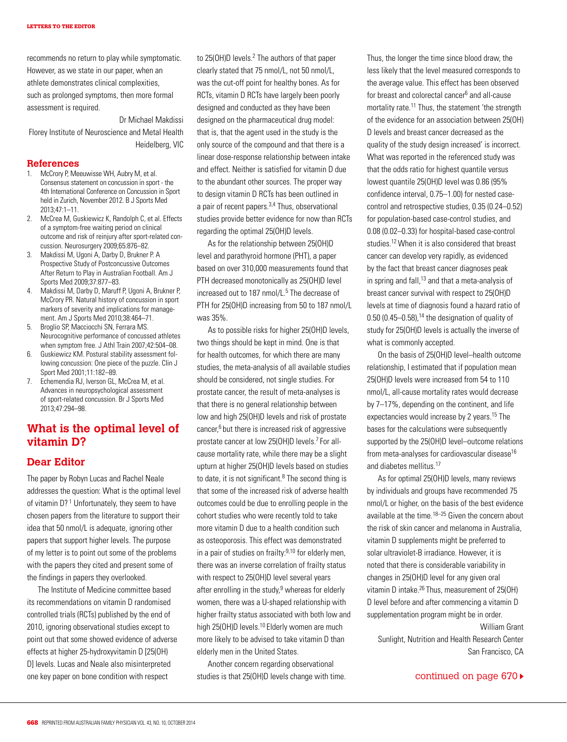recommends no return to play while symptomatic. However, as we state in our paper, when an athlete demonstrates clinical complexities, such as prolonged symptoms, then more formal assessment is required.

Dr Michael Makdissi
Florey Institute of Neuroscience and Metal Health
Heidelberg, VIC

## References

1. McCrory P, Meeuwisse WH, Aubry M, et al. Consensus statement on concussion in sport - the 4th International Conference on Concussion in Sport held in Zurich, November 2012. B J Sports Med 2013;47:1–11.
2. McCrea M, Guskiewicz K, Randolph C, et al. Effects of a symptom-free waiting period on clinical outcome and risk of reinjury after sport-related concussion. Neurosurgery 2009;65:876–82.
3. Makdissi M, Ugoni A, Darby D, Brukner P. A Prospective Study of Postconcussive Outcomes After Return to Play in Australian Football. Am J Sports Med 2009;37:877–83.
4. Makdissi M, Darby D, Maruff P, Ugoni A, Brukner P, McCrory PR. Natural history of concussion in sport markers of severity and implications for management. Am J Sports Med 2010;38:464–71.
5. Broglio SP, Macciocchi SN, Ferrara MS. Neurocognitive performance of concussed athletes when symptom free. J Athl Train 2007;42:504–08.
6. Guskiewicz KM. Postural stability assessment following concussion: One piece of the puzzle. Clin J Sport Med 2001;11:182–89.
7. Echemendia RJ, Iverson GL, McCrea M, et al. Advances in neuropsychological assessment of sport-related concussion. Br J Sports Med 2013;47:294–98.

## What is the optimal level of vitamin D?

### Dear Editor

The paper by Robyn Lucas and Rachel Neale addresses the question: What is the optimal level of vitamin D?[1] Unfortunately, they seem to have chosen papers from the literature to support their idea that 50 nmol/L is adequate, ignoring other papers that support higher levels. The purpose of my letter is to point out some of the problems with the papers they cited and present some of the findings in papers they overlooked.

The Institute of Medicine committee based its recommendations on vitamin D randomised controlled trials (RCTs) published by the end of 2010, ignoring observational studies except to point out that some showed evidence of adverse effects at higher 25-hydroxyvitamin D [25(OH) D] levels. Lucas and Neale also misinterpreted one key paper on bone condition with respect to 25(OH)D levels.[2] The authors of that paper clearly stated that 75 nmol/L, not 50 nmol/L, was the cut-off point for healthy bones. As for RCTs, vitamin D RCTs have largely been poorly designed and conducted as they have been designed on the pharmaceutical drug model: that is, that the agent used in the study is the only source of the compound and that there is a linear dose-response relationship between intake and effect. Neither is satisfied for vitamin D due to the abundant other sources. The proper way to design vitamin D RCTs has been outlined in a pair of recent papers.[3,4] Thus, observational studies provide better evidence for now than RCTs regarding the optimal 25(OH)D levels.

As for the relationship between 25(OH)D level and parathyroid hormone (PHT), a paper based on over 310,000 measurements found that PTH decreased monotonically as 25(OH)D level increased out to 187 nmol/L.[5] The decrease of PTH for 25(OH)D increasing from 50 to 187 nmol/L was 35%.

As to possible risks for higher 25(OH)D levels, two things should be kept in mind. One is that for health outcomes, for which there are many studies, the meta-analysis of all available studies should be considered, not single studies. For prostate cancer, the result of meta-analyses is that there is no general relationship between low and high 25(OH)D levels and risk of prostate cancer,[6] but there is increased risk of aggressive prostate cancer at low 25(OH)D levels.[7] For all-cause mortality rate, while there may be a slight upturn at higher 25(OH)D levels based on studies to date, it is not significant.[8] The second thing is that some of the increased risk of adverse health outcomes could be due to enrolling people in the cohort studies who were recently told to take more vitamin D due to a health condition such as osteoporosis. This effect was demonstrated in a pair of studies on frailty:[9,10] for elderly men, there was an inverse correlation of frailty status with respect to 25(OH)D level several years after enrolling in the study,[9] whereas for elderly women, there was a U-shaped relationship with higher frailty status associated with both low and high 25(OH)D levels.[10] Elderly women are much more likely to be advised to take vitamin D than elderly men in the United States.

Another concern regarding observational studies is that 25(OH)D levels change with time. Thus, the longer the time since blood draw, the less likely that the level measured corresponds to the average value. This effect has been observed for breast and colorectal cancer[6] and all-cause mortality rate.[11] Thus, the statement 'the strength of the evidence for an association between 25(OH) D levels and breast cancer decreased as the quality of the study design increased' is incorrect. What was reported in the referenced study was that the odds ratio for highest quantile versus lowest quantile 25(OH)D level was 0.86 (95% confidence interval, 0.75–1.00) for nested case-control and retrospective studies, 0.35 (0.24–0.52) for population-based case-control studies, and 0.08 (0.02–0.33) for hospital-based case-control studies.[12] When it is also considered that breast cancer can develop very rapidly, as evidenced by the fact that breast cancer diagnoses peak in spring and fall,[13] and that a meta-analysis of breast cancer survival with respect to 25(OH)D levels at time of diagnosis found a hazard ratio of 0.50 (0.45–0.58),[14] the designation of quality of study for 25(OH)D levels is actually the inverse of what is commonly accepted.

On the basis of 25(OH)D level–health outcome relationship, I estimated that if population mean 25(OH)D levels were increased from 54 to 110 nmol/L, all-cause mortality rates would decrease by 7–17%, depending on the continent, and life expectancies would increase by 2 years.[15] The bases for the calculations were subsequently supported by the 25(OH)D level–outcome relations from meta-analyses for cardiovascular disease[16] and diabetes mellitus.[17]

As for optimal 25(OH)D levels, many reviews by individuals and groups have recommended 75 nmol/L or higher, on the basis of the best evidence available at the time.[18–25] Given the concern about the risk of skin cancer and melanoma in Australia, vitamin D supplements might be preferred to solar ultraviolet-B irradiance. However, it is noted that there is considerable variability in changes in 25(OH)D level for any given oral vitamin D intake.[26] Thus, measurement of 25(OH) D level before and after commencing a vitamin D supplementation program might be in order.

William Grant
Sunlight, Nutrition and Health Research Center
San Francisco, CA

continued on page 670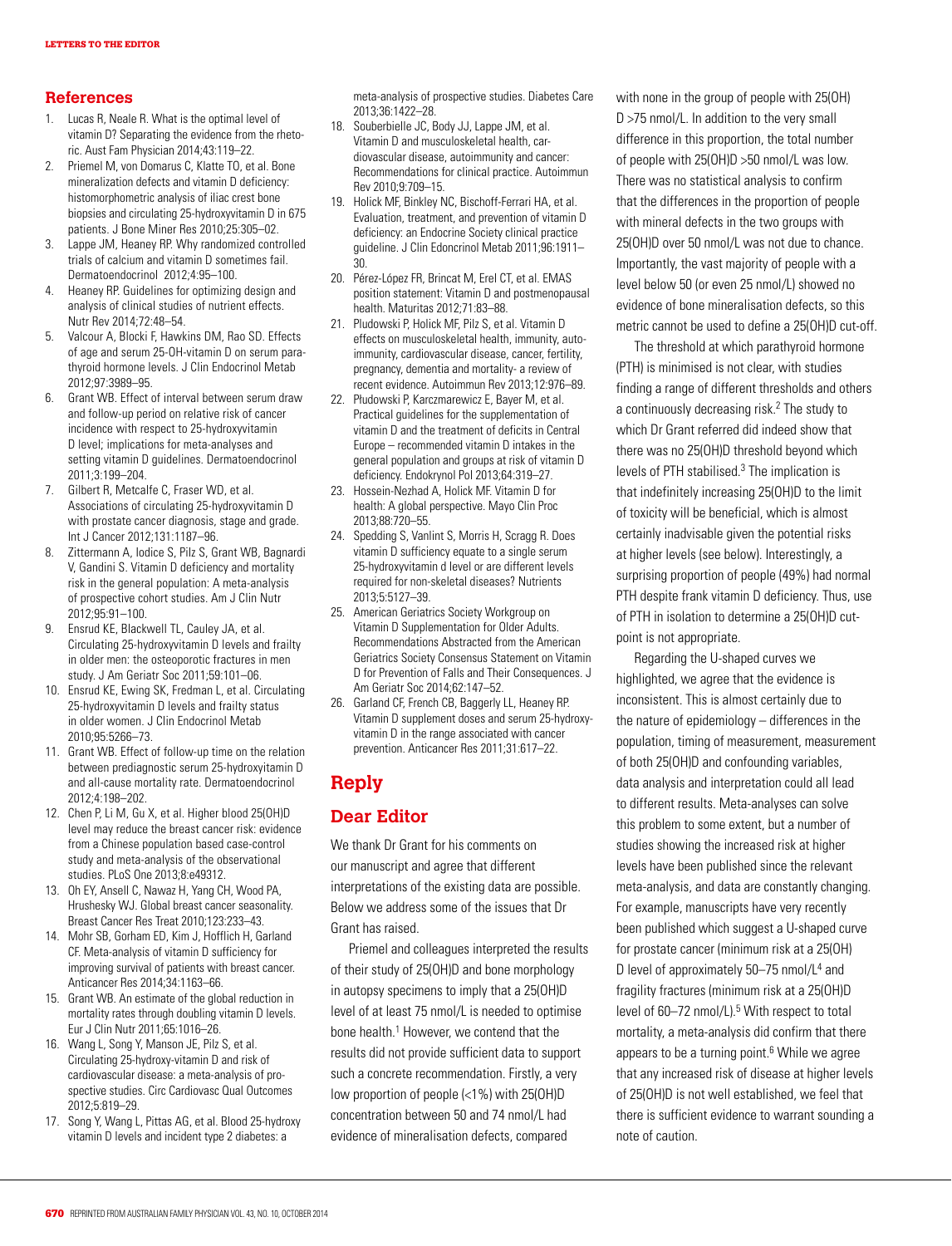## References

1. Lucas R, Neale R. What is the optimal level of vitamin D? Separating the evidence from the rhetoric. Aust Fam Physician 2014;43:119–22.
2. Priemel M, von Domarus C, Klatte TO, et al. Bone mineralization defects and vitamin D deficiency: histomorphometric analysis of iliac crest bone biopsies and circulating 25-hydroxyvitamin D in 675 patients. J Bone Miner Res 2010;25:305–02.
3. Lappe JM, Heaney RP. Why randomized controlled trials of calcium and vitamin D sometimes fail. Dermatoendocrinol 2012;4:95–100.
4. Heaney RP. Guidelines for optimizing design and analysis of clinical studies of nutrient effects. Nutr Rev 2014;72:48–54.
5. Valcour A, Blocki F, Hawkins DM, Rao SD. Effects of age and serum 25-OH-vitamin D on serum parathyroid hormone levels. J Clin Endocrinol Metab 2012;97:3989–95.
6. Grant WB. Effect of interval between serum draw and follow-up period on relative risk of cancer incidence with respect to 25-hydroxyvitamin D level; implications for meta-analyses and setting vitamin D guidelines. Dermatoendocrinol 2011;3:199–204.
7. Gilbert R, Metcalfe C, Fraser WD, et al. Associations of circulating 25-hydroxyvitamin D with prostate cancer diagnosis, stage and grade. Int J Cancer 2012;131:1187–96.
8. Zittermann A, Iodice S, Pilz S, Grant WB, Bagnardi V, Gandini S. Vitamin D deficiency and mortality risk in the general population: A meta-analysis of prospective cohort studies. Am J Clin Nutr 2012;95:91–100.
9. Ensrud KE, Blackwell TL, Cauley JA, et al. Circulating 25-hydroxyvitamin D levels and frailty in older men: the osteoporotic fractures in men study. J Am Geriatr Soc 2011;59:101–06.
10. Ensrud KE, Ewing SK, Fredman L, et al. Circulating 25-hydroxyvitamin D levels and frailty status in older women. J Clin Endocrinol Metab 2010;95:5266–73.
11. Grant WB. Effect of follow-up time on the relation between prediagnostic serum 25-hydroxyitamin D and all-cause mortality rate. Dermatoendocrinol 2012;4:198–202.
12. Chen P, Li M, Gu X, et al. Higher blood 25(OH)D level may reduce the breast cancer risk: evidence from a Chinese population based case-control study and meta-analysis of the observational studies. PLoS One 2013;8:e49312.
13. Oh EY, Ansell C, Nawaz H, Yang CH, Wood PA, Hrushesky WJ. Global breast cancer seasonality. Breast Cancer Res Treat 2010;123:233–43.
14. Mohr SB, Gorham ED, Kim J, Hofflich H, Garland CF. Meta-analysis of vitamin D sufficiency for improving survival of patients with breast cancer. Anticancer Res 2014;34:1163–66.
15. Grant WB. An estimate of the global reduction in mortality rates through doubling vitamin D levels. Eur J Clin Nutr 2011;65:1016–26.
16. Wang L, Song Y, Manson JE, Pilz S, et al. Circulating 25-hydroxy-vitamin D and risk of cardiovascular disease: a meta-analysis of prospective studies. Circ Cardiovasc Qual Outcomes 2012;5:819–29.
17. Song Y, Wang L, Pittas AG, et al. Blood 25-hydroxy vitamin D levels and incident type 2 diabetes: a meta-analysis of prospective studies. Diabetes Care 2013;36:1422–28.
18. Souberbielle JC, Body JJ, Lappe JM, et al. Vitamin D and musculoskeletal health, cardiovascular disease, autoimmunity and cancer: Recommendations for clinical practice. Autoimmun Rev 2010;9:709–15.
19. Holick MF, Binkley NC, Bischoff-Ferrari HA, et al. Evaluation, treatment, and prevention of vitamin D deficiency: an Endocrine Society clinical practice guideline. J Clin Edoncrinol Metab 2011;96:1911–30.
20. Pérez-López FR, Brincat M, Erel CT, et al. EMAS position statement: Vitamin D and postmenopausal health. Maturitas 2012;71:83–88.
21. Pludowski P, Holick MF, Pilz S, et al. Vitamin D effects on musculoskeletal health, immunity, autoimmunity, cardiovascular disease, cancer, fertility, pregnancy, dementia and mortality- a review of recent evidence. Autoimmun Rev 2013;12:976–89.
22. Pludowski P, Karczmarewicz E, Bayer M, et al. Practical guidelines for the supplementation of vitamin D and the treatment of deficits in Central Europe – recommended vitamin D intakes in the general population and groups at risk of vitamin D deficiency. Endokrynol Pol 2013;64:319–27.
23. Hossein-Nezhad A, Holick MF. Vitamin D for health: A global perspective. Mayo Clin Proc 2013;88:720–55.
24. Spedding S, Vanlint S, Morris H, Scragg R. Does vitamin D sufficiency equate to a single serum 25-hydroxyvitamin d level or are different levels required for non-skeletal diseases? Nutrients 2013;5:5127–39.
25. American Geriatrics Society Workgroup on Vitamin D Supplementation for Older Adults. Recommendations Abstracted from the American Geriatrics Society Consensus Statement on Vitamin D for Prevention of Falls and Their Consequences. J Am Geriatr Soc 2014;62:147–52.
26. Garland CF, French CB, Baggerly LL, Heaney RP. Vitamin D supplement doses and serum 25-hydroxyvitamin D in the range associated with cancer prevention. Anticancer Res 2011;31:617–22.

# Reply

## Dear Editor

We thank Dr Grant for his comments on our manuscript and agree that different interpretations of the existing data are possible. Below we address some of the issues that Dr Grant has raised.

Priemel and colleagues interpreted the results of their study of 25(OH)D and bone morphology in autopsy specimens to imply that a 25(OH)D level of at least 75 nmol/L is needed to optimise bone health.[1] However, we contend that the results did not provide sufficient data to support such a concrete recommendation. Firstly, a very low proportion of people (<1%) with 25(OH)D concentration between 50 and 74 nmol/L had evidence of mineralisation defects, compared with none in the group of people with 25(OH) D >75 nmol/L. In addition to the very small difference in this proportion, the total number of people with 25(OH)D >50 nmol/L was low. There was no statistical analysis to confirm that the differences in the proportion of people with mineral defects in the two groups with 25(OH)D over 50 nmol/L was not due to chance. Importantly, the vast majority of people with a level below 50 (or even 25 nmol/L) showed no evidence of bone mineralisation defects, so this metric cannot be used to define a 25(OH)D cut-off.

The threshold at which parathyroid hormone (PTH) is minimised is not clear, with studies finding a range of different thresholds and others a continuously decreasing risk.[2] The study to which Dr Grant referred did indeed show that there was no 25(OH)D threshold beyond which levels of PTH stabilised.[3] The implication is that indefinitely increasing 25(OH)D to the limit of toxicity will be beneficial, which is almost certainly inadvisable given the potential risks at higher levels (see below). Interestingly, a surprising proportion of people (49%) had normal PTH despite frank vitamin D deficiency. Thus, use of PTH in isolation to determine a 25(OH)D cut-point is not appropriate.

Regarding the U-shaped curves we highlighted, we agree that the evidence is inconsistent. This is almost certainly due to the nature of epidemiology – differences in the population, timing of measurement, measurement of both 25(OH)D and confounding variables, data analysis and interpretation could all lead to different results. Meta-analyses can solve this problem to some extent, but a number of studies showing the increased risk at higher levels have been published since the relevant meta-analysis, and data are constantly changing. For example, manuscripts have very recently been published which suggest a U-shaped curve for prostate cancer (minimum risk at a 25(OH) D level of approximately 50–75 nmol/L[4] and fragility fractures (minimum risk at a 25(OH)D level of 60–72 nmol/L).[5] With respect to total mortality, a meta-analysis did confirm that there appears to be a turning point.[6] While we agree that any increased risk of disease at higher levels of 25(OH)D is not well established, we feel that there is sufficient evidence to warrant sounding a note of caution.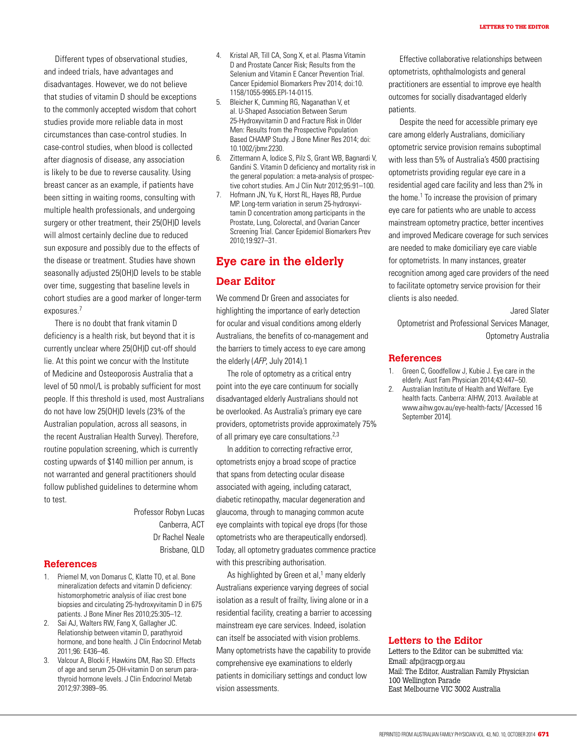Different types of observational studies, and indeed trials, have advantages and disadvantages. However, we do not believe that studies of vitamin D should be exceptions to the commonly accepted wisdom that cohort studies provide more reliable data in most circumstances than case-control studies. In case-control studies, when blood is collected after diagnosis of disease, any association is likely to be due to reverse causality. Using breast cancer as an example, if patients have been sitting in waiting rooms, consulting with multiple health professionals, and undergoing surgery or other treatment, their 25(OH)D levels will almost certainly decline due to reduced sun exposure and possibly due to the effects of the disease or treatment. Studies have shown seasonally adjusted 25(OH)D levels to be stable over time, suggesting that baseline levels in cohort studies are a good marker of longer-term exposures.[7]

There is no doubt that frank vitamin D deficiency is a health risk, but beyond that it is currently unclear where 25(OH)D cut-off should lie. At this point we concur with the Institute of Medicine and Osteoporosis Australia that a level of 50 nmol/L is probably sufficient for most people. If this threshold is used, most Australians do not have low 25(OH)D levels (23% of the Australian population, across all seasons, in the recent Australian Health Survey). Therefore, routine population screening, which is currently costing upwards of $140 million per annum, is not warranted and general practitioners should follow published guidelines to determine whom to test.

Professor Robyn Lucas
Canberra, ACT
Dr Rachel Neale
Brisbane, QLD

## References

1. Priemel M, von Domarus C, Klatte TO, et al. Bone mineralization defects and vitamin D deficiency: histomorphometric analysis of iliac crest bone biopsies and circulating 25-hydroxyvitamin D in 675 patients. J Bone Miner Res 2010;25:305–12.
2. Sai AJ, Walters RW, Fang X, Gallagher JC. Relationship between vitamin D, parathyroid hormone, and bone health. J Clin Endocrinol Metab 2011;96: E436–46.
3. Valcour A, Blocki F, Hawkins DM, Rao SD. Effects of age and serum 25-OH-vitamin D on serum parathyroid hormone levels. J Clin Endocrinol Metab 2012;97:3989–95.
4. Kristal AR, Till CA, Song X, et al. Plasma Vitamin D and Prostate Cancer Risk; Results from the Selenium and Vitamin E Cancer Prevention Trial. Cancer Epidemiol Biomarkers Prev 2014; doi:10.1158/1055-9965.EPI-14-0115.
5. Bleicher K, Cumming RG, Naganathan V, et al. U-Shaped Association Between Serum 25-Hydroxyvitamin D and Fracture Risk in Older Men: Results from the Prospective Population Based CHAMP Study. J Bone Miner Res 2014; doi: 10.1002/jbmr.2230.
6. Zittermann A, Iodice S, Pilz S, Grant WB, Bagnardi V, Gandini S. Vitamin D deficiency and mortality risk in the general population: a meta-analysis of prospective cohort studies. Am J Clin Nutr 2012;95:91–100.
7. Hofmann JN, Yu K, Horst RL, Hayes RB, Purdue MP. Long-term variation in serum 25-hydroxyvitamin D concentration among participants in the Prostate, Lung, Colorectal, and Ovarian Cancer Screening Trial. Cancer Epidemiol Biomarkers Prev 2010;19:927–31.

# Eye care in the elderly

## Dear Editor

We commend Dr Green and associates for highlighting the importance of early detection for ocular and visual conditions among elderly Australians, the benefits of co-management and the barriers to timely access to eye care among the elderly (*AFP*, July 2014).1

The role of optometry as a critical entry point into the eye care continuum for socially disadvantaged elderly Australians should not be overlooked. As Australia's primary eye care providers, optometrists provide approximately 75% of all primary eye care consultations.[2,3]

In addition to correcting refractive error, optometrists enjoy a broad scope of practice that spans from detecting ocular disease associated with ageing, including cataract, diabetic retinopathy, macular degeneration and glaucoma, through to managing common acute eye complaints with topical eye drops (for those optometrists who are therapeutically endorsed). Today, all optometry graduates commence practice with this prescribing authorisation.

As highlighted by Green et al,[1] many elderly Australians experience varying degrees of social isolation as a result of frailty, living alone or in a residential facility, creating a barrier to accessing mainstream eye care services. Indeed, isolation can itself be associated with vision problems. Many optometrists have the capability to provide comprehensive eye examinations to elderly patients in domiciliary settings and conduct low vision assessments.

Effective collaborative relationships between optometrists, ophthalmologists and general practitioners are essential to improve eye health outcomes for socially disadvantaged elderly patients.

Despite the need for accessible primary eye care among elderly Australians, domiciliary optometric service provision remains suboptimal with less than 5% of Australia's 4500 practising optometrists providing regular eye care in a residential aged care facility and less than 2% in the home.[1] To increase the provision of primary eye care for patients who are unable to access mainstream optometry practice, better incentives and improved Medicare coverage for such services are needed to make domiciliary eye care viable for optometrists. In many instances, greater recognition among aged care providers of the need to facilitate optometry service provision for their clients is also needed.

Jared Slater
Optometrist and Professional Services Manager, Optometry Australia

## References

1. Green C, Goodfellow J, Kubie J. Eye care in the elderly. Aust Fam Physician 2014;43:447–50.
2. Australian Institute of Health and Welfare. Eye health facts. Canberra: AIHW, 2013. Available at www.aihw.gov.au/eye-health-facts/ [Accessed 16 September 2014].

## Letters to the Editor

Letters to the Editor can be submitted via:
Email: afp@racgp.org.au
Mail: The Editor, Australian Family Physician
100 Wellington Parade
East Melbourne VIC 3002 Australia